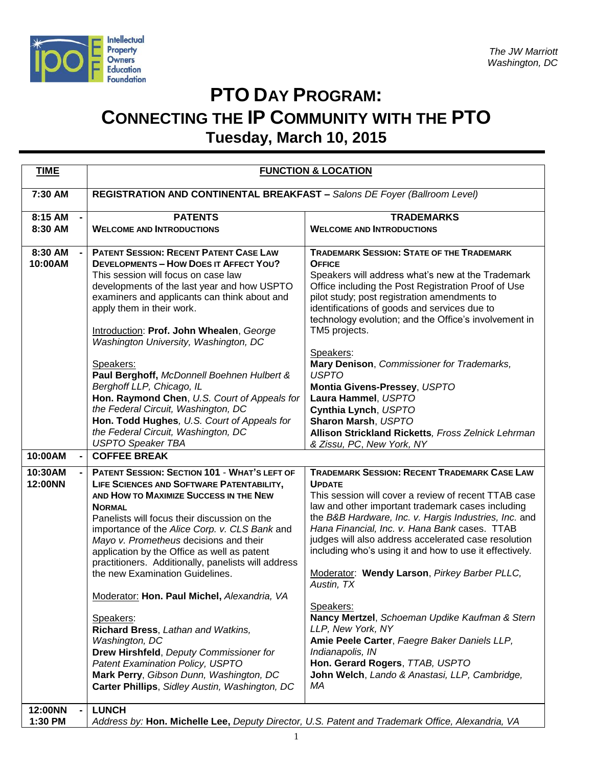Intellectual Property Owners Education Foundation

*The JW Marriott*
*Washington, DC*

# PTO DAY PROGRAM: CONNECTING THE IP COMMUNITY WITH THE PTO

## Tuesday, March 10, 2015

| TIME | FUNCTION & LOCATION | |
|---|---|---|
| 7:30 AM | **REGISTRATION AND CONTINENTAL BREAKFAST** – *Salons DE Foyer (Ballroom Level)* | |
| 8:15 AM - 8:30 AM | **PATENTS**<br>**WELCOME AND INTRODUCTIONS** | **TRADEMARKS**<br>**WELCOME AND INTRODUCTIONS** |
| 8:30 AM - 10:00AM | **PATENT SESSION: RECENT PATENT CASE LAW DEVELOPMENTS – HOW DOES IT AFFECT YOU?**<br>This session will focus on case law developments of the last year and how USPTO examiners and applicants can think about and apply them in their work.<br><br>Introduction: **Prof. John Whealen**, *George Washington University, Washington, DC*<br><br>Speakers:<br>**Paul Berghoff,** *McDonnell Boehnen Hulbert & Berghoff LLP, Chicago, IL*<br>**Hon. Raymond Chen**, *U.S. Court of Appeals for the Federal Circuit, Washington, DC*<br>**Hon. Todd Hughes**, *U.S. Court of Appeals for the Federal Circuit, Washington, DC*<br>*USPTO Speaker TBA* | **TRADEMARK SESSION: STATE OF THE TRADEMARK OFFICE**<br>Speakers will address what's new at the Trademark Office including the Post Registration Proof of Use pilot study; post registration amendments to identifications of goods and services due to technology evolution; and the Office's involvement in TM5 projects.<br><br>Speakers:<br>**Mary Denison**, *Commissioner for Trademarks, USPTO*<br>**Montia Givens-Pressey**, *USPTO*<br>**Laura Hammel**, *USPTO*<br>**Cynthia Lynch**, *USPTO*<br>**Sharon Marsh**, *USPTO*<br>**Allison Strickland Ricketts**, *Fross Zelnick Lehrman & Zissu, PC, New York, NY* |
| 10:00AM - | **COFFEE BREAK** | |
| 10:30AM - 12:00NN | **PATENT SESSION: SECTION 101 - WHAT'S LEFT OF LIFE SCIENCES AND SOFTWARE PATENTABILITY, AND HOW TO MAXIMIZE SUCCESS IN THE NEW NORMAL**<br>Panelists will focus their discussion on the importance of the *Alice Corp. v. CLS Bank* and *Mayo v. Prometheus* decisions and their application by the Office as well as patent practitioners. Additionally, panelists will address the new Examination Guidelines.<br><br>Moderator: **Hon. Paul Michel,** *Alexandria, VA*<br><br>Speakers:<br>**Richard Bress**, *Lathan and Watkins, Washington, DC*<br>**Drew Hirshfeld**, *Deputy Commissioner for Patent Examination Policy, USPTO*<br>**Mark Perry**, *Gibson Dunn, Washington, DC*<br>**Carter Phillips**, *Sidley Austin, Washington, DC* | **TRADEMARK SESSION: RECENT TRADEMARK CASE LAW UPDATE**<br>This session will cover a review of recent TTAB case law and other important trademark cases including the *B&B Hardware, Inc. v. Hargis Industries, Inc.* and *Hana Financial, Inc. v. Hana Bank* cases. TTAB judges will also address accelerated case resolution including who's using it and how to use it effectively.<br><br>Moderator: **Wendy Larson**, *Pirkey Barber PLLC, Austin, TX*<br><br>Speakers:<br>**Nancy Mertzel**, *Schoeman Updike Kaufman & Stern LLP, New York, NY*<br>**Amie Peele Carter**, *Faegre Baker Daniels LLP, Indianapolis, IN*<br>**Hon. Gerard Rogers**, *TTAB, USPTO*<br>**John Welch**, *Lando & Anastasi, LLP, Cambridge, MA* |
| 12:00NN - 1:30 PM | **LUNCH**<br>*Address by:* **Hon. Michelle Lee,** *Deputy Director, U.S. Patent and Trademark Office, Alexandria, VA* | |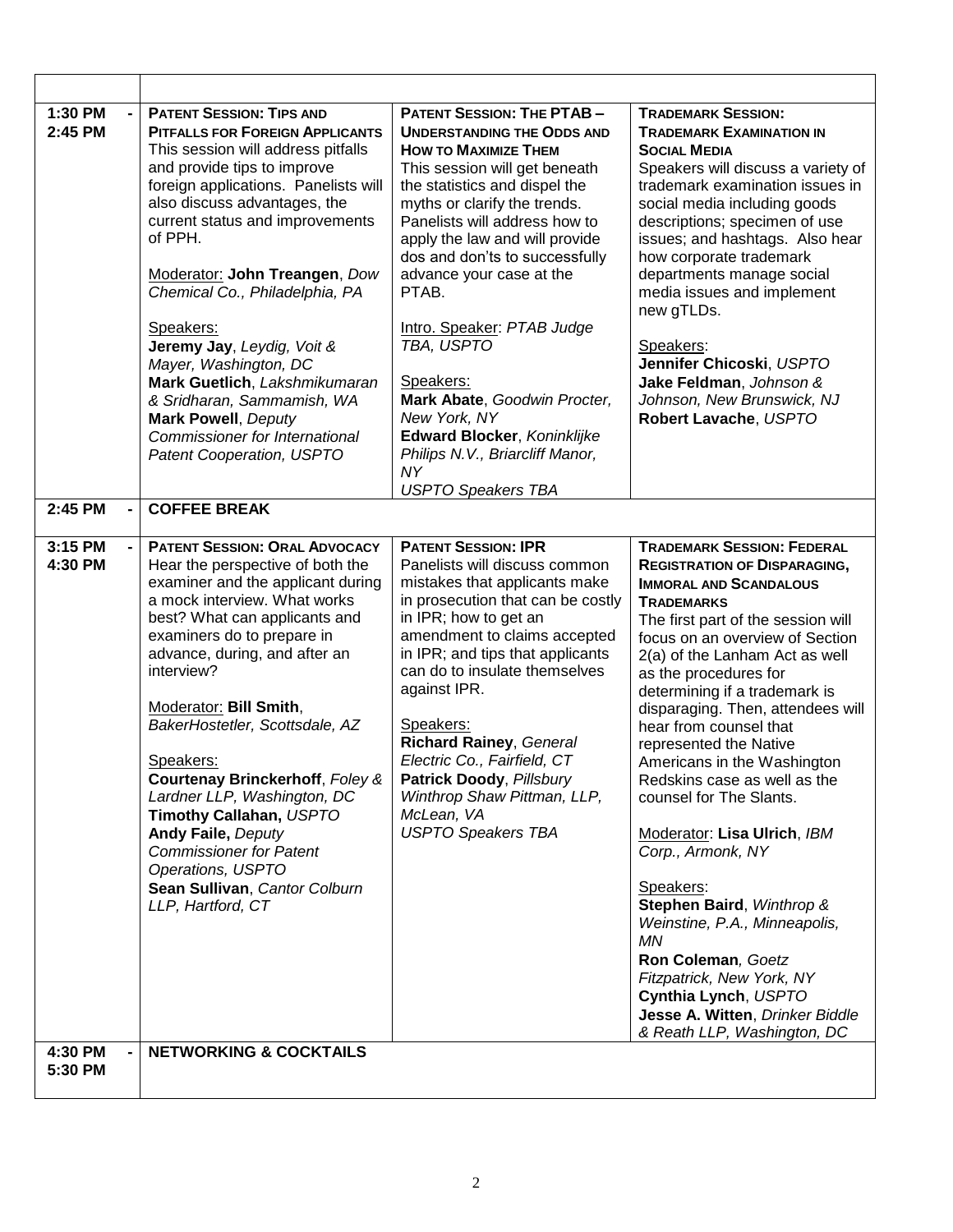| | | | |
|---|---|---|---|
| 1:30 PM - 2:45 PM | **PATENT SESSION: TIPS AND PITFALLS FOR FOREIGN APPLICANTS**<br>This session will address pitfalls and provide tips to improve foreign applications. Panelists will also discuss advantages, the current status and improvements of PPH.<br><br>Moderator: **John Treangen**, *Dow Chemical Co., Philadelphia, PA*<br><br>Speakers:<br>**Jeremy Jay**, *Leydig, Voit & Mayer, Washington, DC*<br>**Mark Guetlich**, *Lakshmikumaran & Sridharan, Sammamish, WA*<br>**Mark Powell**, *Deputy Commissioner for International Patent Cooperation, USPTO* | **PATENT SESSION: THE PTAB – UNDERSTANDING THE ODDS AND HOW TO MAXIMIZE THEM**<br>This session will get beneath the statistics and dispel the myths or clarify the trends. Panelists will address how to apply the law and will provide dos and don'ts to successfully advance your case at the PTAB.<br><br>Intro. Speaker: *PTAB Judge TBA, USPTO*<br><br>Speakers:<br>**Mark Abate**, *Goodwin Procter, New York, NY*<br>**Edward Blocker**, *Koninklijke Philips N.V., Briarcliff Manor, NY*<br>*USPTO Speakers TBA* | **TRADEMARK SESSION: TRADEMARK EXAMINATION IN SOCIAL MEDIA**<br>Speakers will discuss a variety of trademark examination issues in social media including goods descriptions; specimen of use issues; and hashtags. Also hear how corporate trademark departments manage social media issues and implement new gTLDs.<br><br>Speakers:<br>**Jennifer Chicoski**, *USPTO*<br>**Jake Feldman**, *Johnson & Johnson, New Brunswick, NJ*<br>**Robert Lavache**, *USPTO* |
| 2:45 PM - | **COFFEE BREAK** | | |
| 3:15 PM - 4:30 PM | **PATENT SESSION: ORAL ADVOCACY**<br>Hear the perspective of both the examiner and the applicant during a mock interview. What works best? What can applicants and examiners do to prepare in advance, during, and after an interview?<br><br>Moderator: **Bill Smith**, *BakerHostetler, Scottsdale, AZ*<br><br>Speakers:<br>**Courtenay Brinckerhoff**, *Foley & Lardner LLP, Washington, DC*<br>**Timothy Callahan,** *USPTO*<br>**Andy Faile,** *Deputy Commissioner for Patent Operations, USPTO*<br>**Sean Sullivan**, *Cantor Colburn LLP, Hartford, CT* | **PATENT SESSION: IPR**<br>Panelists will discuss common mistakes that applicants make in prosecution that can be costly in IPR; how to get an amendment to claims accepted in IPR; and tips that applicants can do to insulate themselves against IPR.<br><br>Speakers:<br>**Richard Rainey**, *General Electric Co., Fairfield, CT*<br>**Patrick Doody**, *Pillsbury Winthrop Shaw Pittman, LLP, McLean, VA*<br>*USPTO Speakers TBA* | **TRADEMARK SESSION: FEDERAL REGISTRATION OF DISPARAGING, IMMORAL AND SCANDALOUS TRADEMARKS**<br>The first part of the session will focus on an overview of Section 2(a) of the Lanham Act as well as the procedures for determining if a trademark is disparaging. Then, attendees will hear from counsel that represented the Native Americans in the Washington Redskins case as well as the counsel for The Slants.<br><br>Moderator: **Lisa Ulrich**, *IBM Corp., Armonk, NY*<br><br>Speakers:<br>**Stephen Baird**, *Winthrop & Weinstine, P.A., Minneapolis, MN*<br>**Ron Coleman**, *Goetz Fitzpatrick, New York, NY*<br>**Cynthia Lynch**, *USPTO*<br>**Jesse A. Witten**, *Drinker Biddle & Reath LLP, Washington, DC* |
| 4:30 PM - 5:30 PM | **NETWORKING & COCKTAILS** | | |